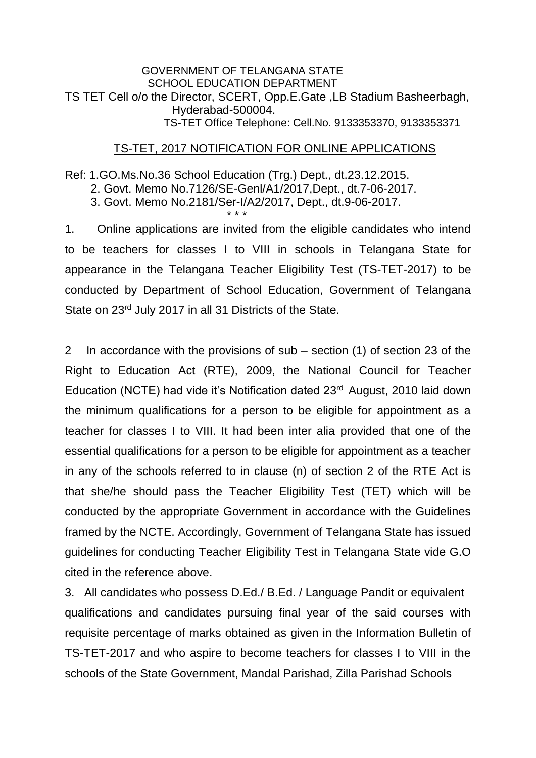GOVERNMENT OF TELANGANA STATE
SCHOOL EDUCATION DEPARTMENT
TS TET Cell o/o the Director, SCERT, Opp.E.Gate ,LB Stadium Basheerbagh, Hyderabad-500004.
TS-TET Office Telephone: Cell.No. 9133353370, 9133353371

## TS-TET, 2017 NOTIFICATION FOR ONLINE APPLICATIONS

Ref: 1.GO.Ms.No.36 School Education (Trg.) Dept., dt.23.12.2015.
2. Govt. Memo No.7126/SE-Genl/A1/2017,Dept., dt.7-06-2017.
3. Govt. Memo No.2181/Ser-I/A2/2017, Dept., dt.9-06-2017.

\* \* \*

1. Online applications are invited from the eligible candidates who intend to be teachers for classes I to VIII in schools in Telangana State for appearance in the Telangana Teacher Eligibility Test (TS-TET-2017) to be conducted by Department of School Education, Government of Telangana State on 23rd July 2017 in all 31 Districts of the State.

2 In accordance with the provisions of sub – section (1) of section 23 of the Right to Education Act (RTE), 2009, the National Council for Teacher Education (NCTE) had vide it's Notification dated 23rd August, 2010 laid down the minimum qualifications for a person to be eligible for appointment as a teacher for classes I to VIII. It had been inter alia provided that one of the essential qualifications for a person to be eligible for appointment as a teacher in any of the schools referred to in clause (n) of section 2 of the RTE Act is that she/he should pass the Teacher Eligibility Test (TET) which will be conducted by the appropriate Government in accordance with the Guidelines framed by the NCTE. Accordingly, Government of Telangana State has issued guidelines for conducting Teacher Eligibility Test in Telangana State vide G.O cited in the reference above.

3. All candidates who possess D.Ed./ B.Ed. / Language Pandit or equivalent qualifications and candidates pursuing final year of the said courses with requisite percentage of marks obtained as given in the Information Bulletin of TS-TET-2017 and who aspire to become teachers for classes I to VIII in the schools of the State Government, Mandal Parishad, Zilla Parishad Schools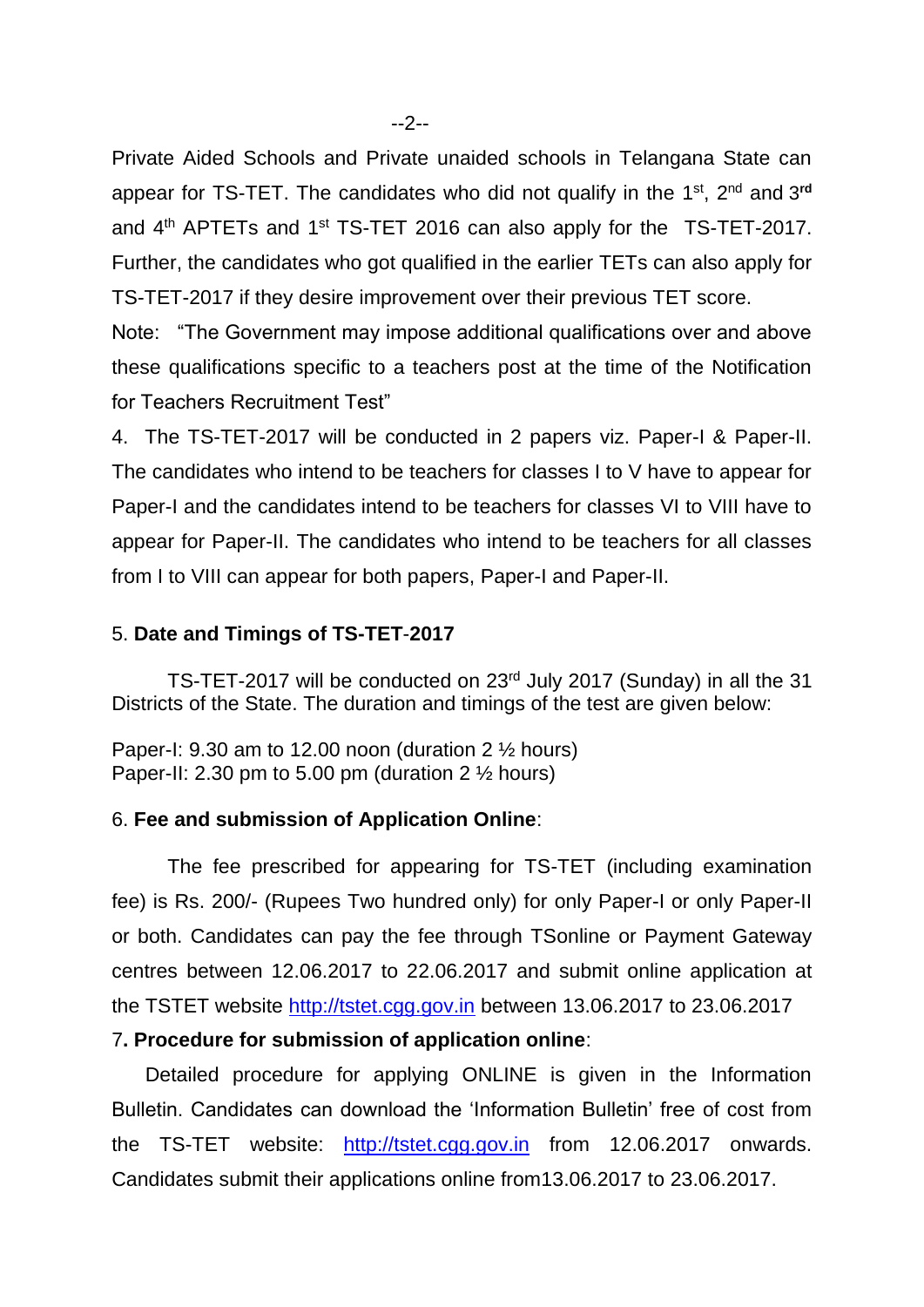Private Aided Schools and Private unaided schools in Telangana State can appear for TS-TET. The candidates who did not qualify in the 1st, 2nd and 3rd and 4th APTETs and 1st TS-TET 2016 can also apply for the TS-TET-2017. Further, the candidates who got qualified in the earlier TETs can also apply for TS-TET-2017 if they desire improvement over their previous TET score.

Note: "The Government may impose additional qualifications over and above these qualifications specific to a teachers post at the time of the Notification for Teachers Recruitment Test"

4. The TS-TET-2017 will be conducted in 2 papers viz. Paper-I & Paper-II. The candidates who intend to be teachers for classes I to V have to appear for Paper-I and the candidates intend to be teachers for classes VI to VIII have to appear for Paper-II. The candidates who intend to be teachers for all classes from I to VIII can appear for both papers, Paper-I and Paper-II.

5. **Date and Timings of TS-TET-2017**

TS-TET-2017 will be conducted on 23rd July 2017 (Sunday) in all the 31 Districts of the State. The duration and timings of the test are given below:

Paper-I: 9.30 am to 12.00 noon (duration 2 ½ hours)
Paper-II: 2.30 pm to 5.00 pm (duration 2 ½ hours)

6. **Fee and submission of Application Online**:

The fee prescribed for appearing for TS-TET (including examination fee) is Rs. 200/- (Rupees Two hundred only) for only Paper-I or only Paper-II or both. Candidates can pay the fee through TSonline or Payment Gateway centres between 12.06.2017 to 22.06.2017 and submit online application at the TSTET website http://tstet.cgg.gov.in between 13.06.2017 to 23.06.2017

7**. Procedure for submission of application online**:

Detailed procedure for applying ONLINE is given in the Information Bulletin. Candidates can download the 'Information Bulletin' free of cost from the TS-TET website: http://tstet.cgg.gov.in from 12.06.2017 onwards. Candidates submit their applications online from13.06.2017 to 23.06.2017.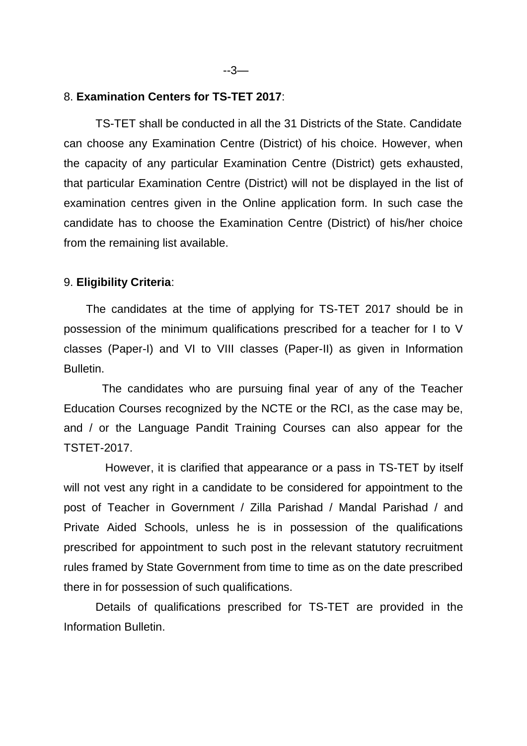8. **Examination Centers for TS-TET 2017**:

TS-TET shall be conducted in all the 31 Districts of the State. Candidate can choose any Examination Centre (District) of his choice. However, when the capacity of any particular Examination Centre (District) gets exhausted, that particular Examination Centre (District) will not be displayed in the list of examination centres given in the Online application form. In such case the candidate has to choose the Examination Centre (District) of his/her choice from the remaining list available.

9. **Eligibility Criteria**:

The candidates at the time of applying for TS-TET 2017 should be in possession of the minimum qualifications prescribed for a teacher for I to V classes (Paper-I) and VI to VIII classes (Paper-II) as given in Information Bulletin.

The candidates who are pursuing final year of any of the Teacher Education Courses recognized by the NCTE or the RCI, as the case may be, and / or the Language Pandit Training Courses can also appear for the TSTET-2017.

However, it is clarified that appearance or a pass in TS-TET by itself will not vest any right in a candidate to be considered for appointment to the post of Teacher in Government / Zilla Parishad / Mandal Parishad / and Private Aided Schools, unless he is in possession of the qualifications prescribed for appointment to such post in the relevant statutory recruitment rules framed by State Government from time to time as on the date prescribed there in for possession of such qualifications.

Details of qualifications prescribed for TS-TET are provided in the Information Bulletin.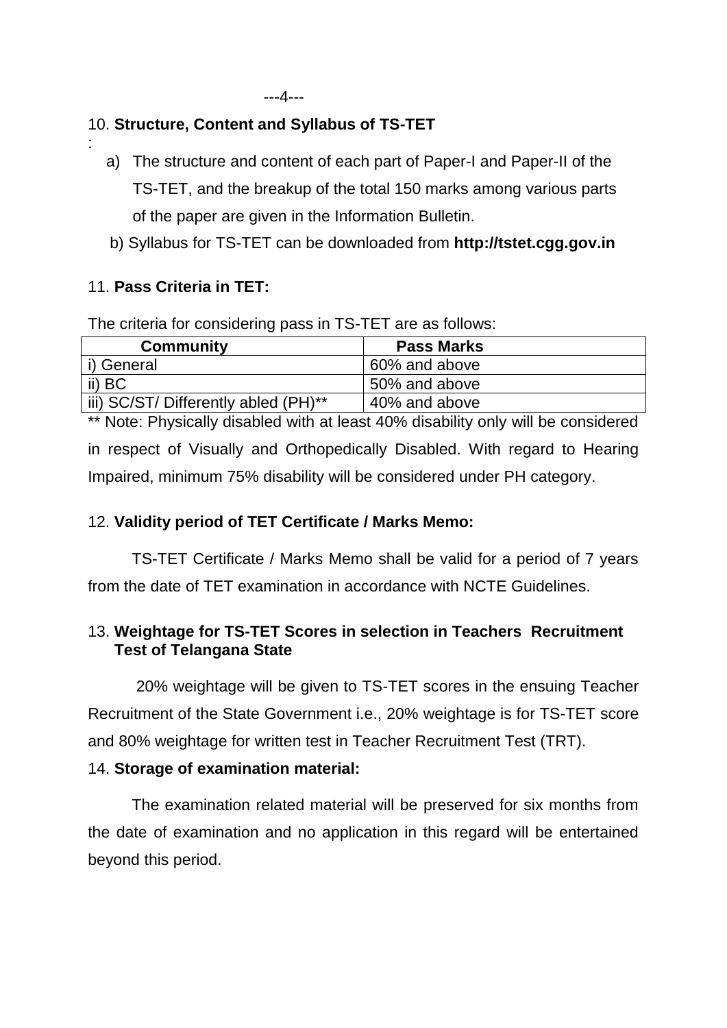## 10. **Structure, Content and Syllabus of TS-TET**

:

a) The structure and content of each part of Paper-I and Paper-II of the TS-TET, and the breakup of the total 150 marks among various parts of the paper are given in the Information Bulletin.

b) Syllabus for TS-TET can be downloaded from **http://tstet.cgg.gov.in**

## 11. **Pass Criteria in TET:**

The criteria for considering pass in TS-TET are as follows:

| Community | Pass Marks |
|---|---|
| i) General | 60% and above |
| ii) BC | 50% and above |
| iii) SC/ST/ Differently abled (PH)** | 40% and above |

** Note: Physically disabled with at least 40% disability only will be considered in respect of Visually and Orthopedically Disabled. With regard to Hearing Impaired, minimum 75% disability will be considered under PH category.

## 12. **Validity period of TET Certificate / Marks Memo:**

TS-TET Certificate / Marks Memo shall be valid for a period of 7 years from the date of TET examination in accordance with NCTE Guidelines.

## 13. **Weightage for TS-TET Scores in selection in Teachers Recruitment Test of Telangana State**

20% weightage will be given to TS-TET scores in the ensuing Teacher Recruitment of the State Government i.e., 20% weightage is for TS-TET score and 80% weightage for written test in Teacher Recruitment Test (TRT).

## 14. **Storage of examination material:**

The examination related material will be preserved for six months from the date of examination and no application in this regard will be entertained beyond this period.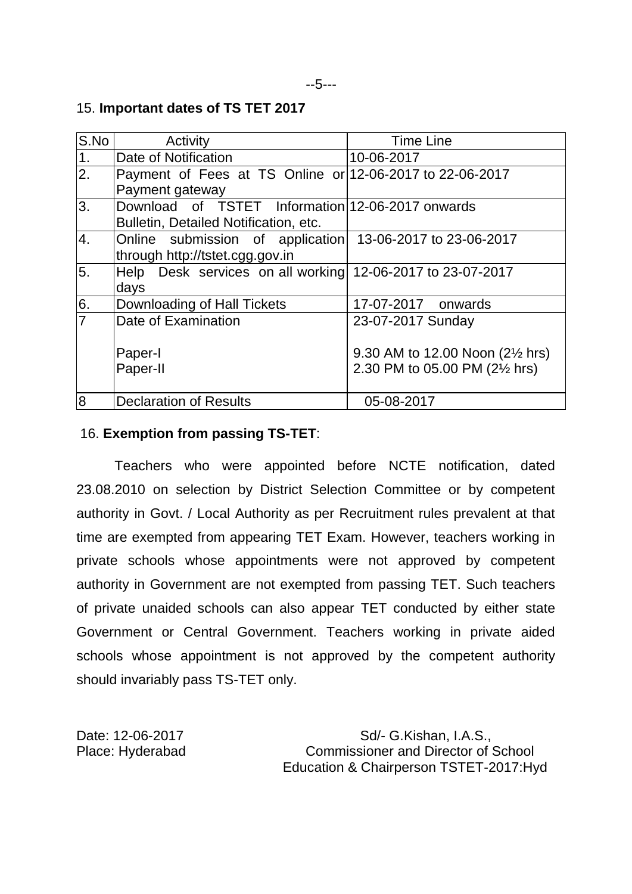## 15. **Important dates of TS TET 2017**

| S.No | Activity | Time Line |
|---|---|---|
| 1. | Date of Notification | 10-06-2017 |
| 2. | Payment of Fees at TS Online or Payment gateway | 12-06-2017 to 22-06-2017 |
| 3. | Download of TSTET Information Bulletin, Detailed Notification, etc. | 12-06-2017 onwards |
| 4. | Online submission of application through http://tstet.cgg.gov.in | 13-06-2017 to 23-06-2017 |
| 5. | Help Desk services on all working days | 12-06-2017 to 23-07-2017 |
| 6. | Downloading of Hall Tickets | 17-07-2017 onwards |
| 7 | Date of Examination<br><br>Paper-I<br>Paper-II | 23-07-2017 Sunday<br><br>9.30 AM to 12.00 Noon (2½ hrs)<br>2.30 PM to 05.00 PM (2½ hrs) |
| 8 | Declaration of Results | 05-08-2017 |

## 16. **Exemption from passing TS-TET**:

Teachers who were appointed before NCTE notification, dated 23.08.2010 on selection by District Selection Committee or by competent authority in Govt. / Local Authority as per Recruitment rules prevalent at that time are exempted from appearing TET Exam. However, teachers working in private schools whose appointments were not approved by competent authority in Government are not exempted from passing TET. Such teachers of private unaided schools can also appear TET conducted by either state Government or Central Government. Teachers working in private aided schools whose appointment is not approved by the competent authority should invariably pass TS-TET only.

Date: 12-06-2017
Place: Hyderabad

Sd/- G.Kishan, I.A.S.,
Commissioner and Director of School Education & Chairperson TSTET-2017:Hyd